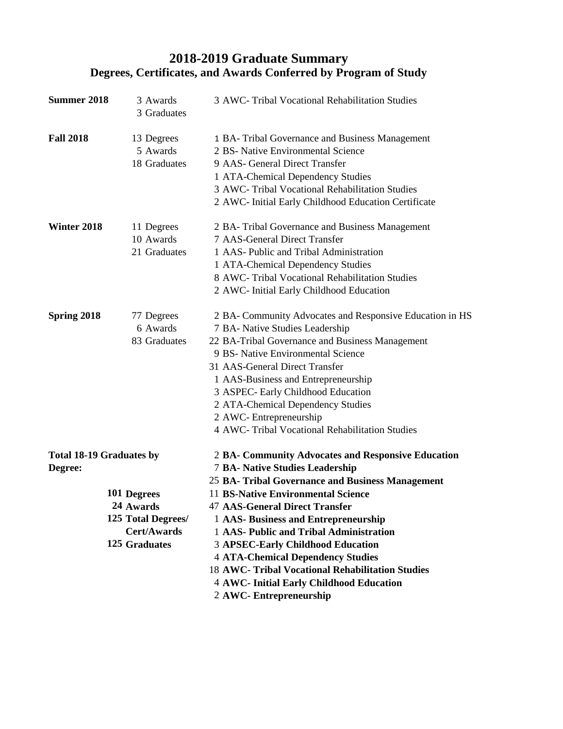# 2018-2019 Graduate Summary

## Degrees, Certificates, and Awards Conferred by Program of Study

| Term | Counts | Programs |
|---|---|---|
| **Summer 2018** | 3 Awards<br>3 Graduates | 3 AWC- Tribal Vocational Rehabilitation Studies |
| **Fall 2018** | 13 Degrees<br>5 Awards<br>18 Graduates | 1 BA- Tribal Governance and Business Management<br>2 BS- Native Environmental Science<br>9 AAS- General Direct Transfer<br>1 ATA-Chemical Dependency Studies<br>3 AWC- Tribal Vocational Rehabilitation Studies<br>2 AWC- Initial Early Childhood Education Certificate |
| **Winter 2018** | 11 Degrees<br>10 Awards<br>21 Graduates | 2 BA- Tribal Governance and Business Management<br>7 AAS-General Direct Transfer<br>1 AAS- Public and Tribal Administration<br>1 ATA-Chemical Dependency Studies<br>8 AWC- Tribal Vocational Rehabilitation Studies<br>2 AWC- Initial Early Childhood Education |
| **Spring 2018** | 77 Degrees<br>6 Awards<br>83 Graduates | 2 BA- Community Advocates and Responsive Education in HS<br>7 BA- Native Studies Leadership<br>22 BA-Tribal Governance and Business Management<br>9 BS- Native Environmental Science<br>31 AAS-General Direct Transfer<br>1 AAS-Business and Entrepreneurship<br>3 ASPEC- Early Childhood Education<br>2 ATA-Chemical Dependency Studies<br>2 AWC- Entrepreneurship<br>4 AWC- Tribal Vocational Rehabilitation Studies |
| **Total 18-19 Graduates by Degree:** | **101 Degrees**<br>**24 Awards**<br>**125 Total Degrees/ Cert/Awards**<br>**125 Graduates** | 2 **BA- Community Advocates and Responsive Education**<br>7 **BA- Native Studies Leadership**<br>25 **BA- Tribal Governance and Business Management**<br>11 **BS-Native Environmental Science**<br>47 **AAS-General Direct Transfer**<br>1 **AAS- Business and Entrepreneurship**<br>1 **AAS- Public and Tribal Administration**<br>3 **APSEC-Early Childhood Education**<br>4 **ATA-Chemical Dependency Studies**<br>18 **AWC- Tribal Vocational Rehabilitation Studies**<br>4 **AWC- Initial Early Childhood Education**<br>2 **AWC- Entrepreneurship** |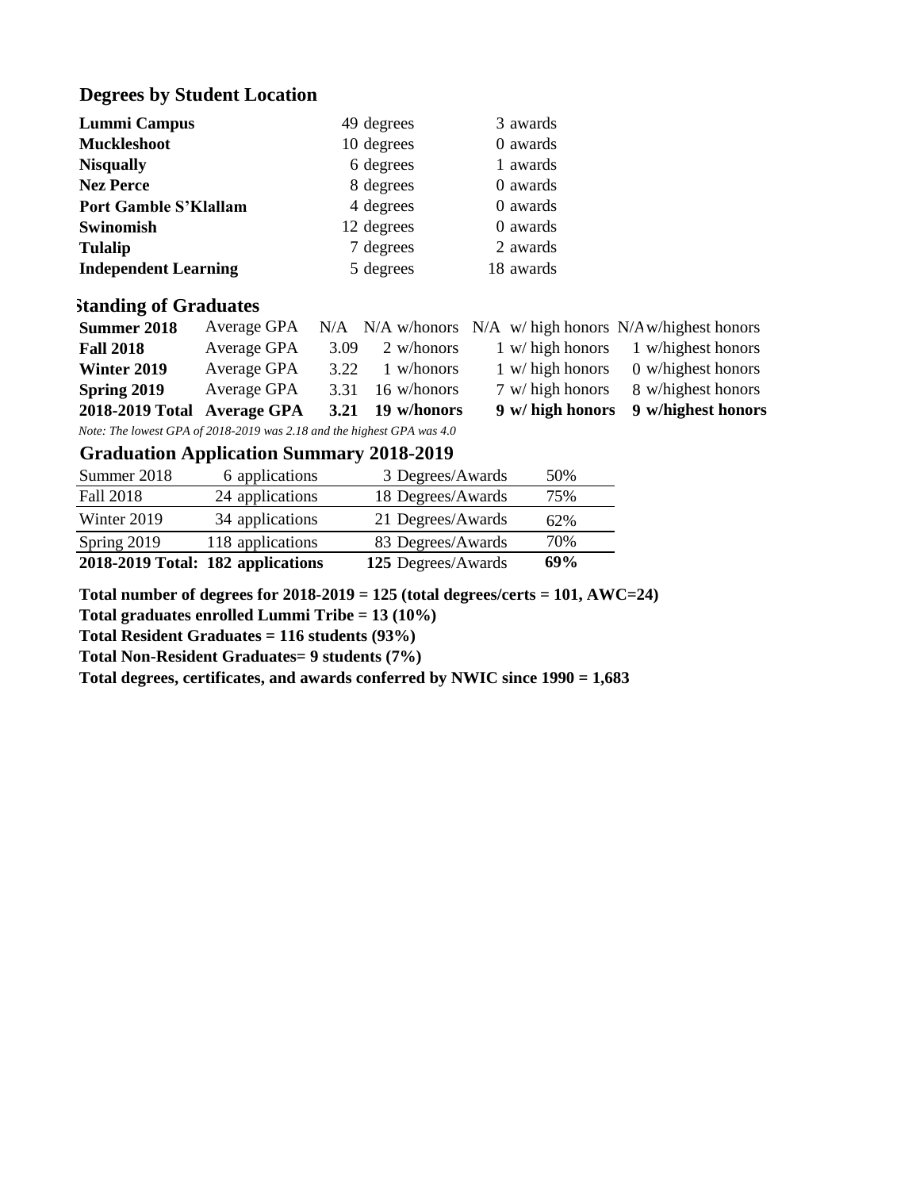## Degrees by Student Location

| | | |
|---|---|---|
| **Lummi Campus** | 49 degrees | 3 awards |
| **Muckleshoot** | 10 degrees | 0 awards |
| **Nisqually** | 6 degrees | 1 awards |
| **Nez Perce** | 8 degrees | 0 awards |
| **Port Gamble S'Klallam** | 4 degrees | 0 awards |
| **Swinomish** | 12 degrees | 0 awards |
| **Tulalip** | 7 degrees | 2 awards |
| **Independent Learning** | 5 degrees | 18 awards |

## Standing of Graduates

| | | | | | |
|---|---|---|---|---|---|
| **Summer 2018** | Average GPA | N/A | N/A w/honors | N/A w/ high honors | N/A w/highest honors |
| **Fall 2018** | Average GPA | 3.09 | 2 w/honors | 1 w/ high honors | 1 w/highest honors |
| **Winter 2019** | Average GPA | 3.22 | 1 w/honors | 1 w/ high honors | 0 w/highest honors |
| **Spring 2019** | Average GPA | 3.31 | 16 w/honors | 7 w/ high honors | 8 w/highest honors |
| **2018-2019 Total** | **Average GPA** | **3.21** | **19 w/honors** | **9 w/ high honors** | **9 w/highest honors** |

*Note: The lowest GPA of 2018-2019 was 2.18 and the highest GPA was 4.0*

## Graduation Application Summary 2018-2019

| | | | |
|---|---|---|---|
| Summer 2018 | 6 applications | 3 Degrees/Awards | 50% |
| Fall 2018 | 24 applications | 18 Degrees/Awards | 75% |
| Winter 2019 | 34 applications | 21 Degrees/Awards | 62% |
| Spring 2019 | 118 applications | 83 Degrees/Awards | 70% |
| **2018-2019 Total:** | **182 applications** | **125** Degrees/Awards | **69%** |

**Total number of degrees for 2018-2019 = 125 (total degrees/certs = 101, AWC=24)**

**Total graduates enrolled Lummi Tribe = 13 (10%)**

**Total Resident Graduates = 116 students (93%)**

**Total Non-Resident Graduates= 9 students (7%)**

**Total degrees, certificates, and awards conferred by NWIC since 1990 = 1,683**